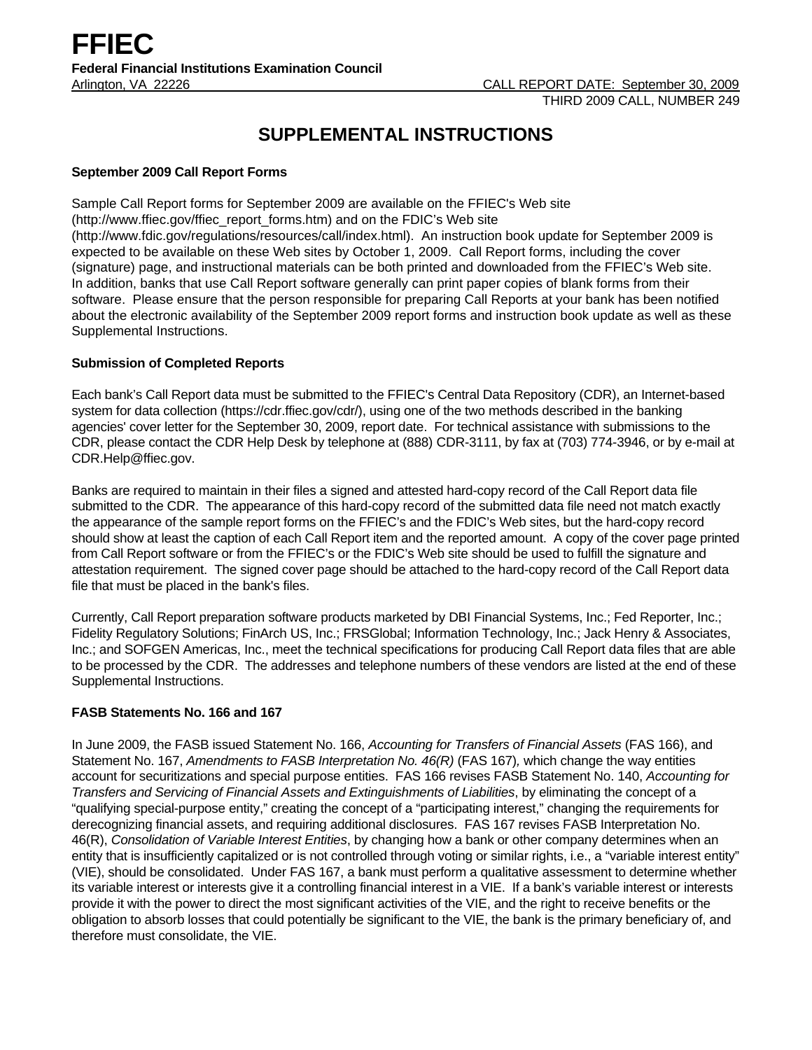# FFIEC

**Federal Financial Institutions Examination Council**

Arlington, VA 22226 CALL REPORT DATE: September 30, 2009

THIRD 2009 CALL, NUMBER 249

## SUPPLEMENTAL INSTRUCTIONS

**September 2009 Call Report Forms**

Sample Call Report forms for September 2009 are available on the FFIEC's Web site (http://www.ffiec.gov/ffiec_report_forms.htm) and on the FDIC's Web site (http://www.fdic.gov/regulations/resources/call/index.html). An instruction book update for September 2009 is expected to be available on these Web sites by October 1, 2009. Call Report forms, including the cover (signature) page, and instructional materials can be both printed and downloaded from the FFIEC's Web site. In addition, banks that use Call Report software generally can print paper copies of blank forms from their software. Please ensure that the person responsible for preparing Call Reports at your bank has been notified about the electronic availability of the September 2009 report forms and instruction book update as well as these Supplemental Instructions.

**Submission of Completed Reports**

Each bank's Call Report data must be submitted to the FFIEC's Central Data Repository (CDR), an Internet-based system for data collection (https://cdr.ffiec.gov/cdr/), using one of the two methods described in the banking agencies' cover letter for the September 30, 2009, report date. For technical assistance with submissions to the CDR, please contact the CDR Help Desk by telephone at (888) CDR-3111, by fax at (703) 774-3946, or by e-mail at CDR.Help@ffiec.gov.

Banks are required to maintain in their files a signed and attested hard-copy record of the Call Report data file submitted to the CDR. The appearance of this hard-copy record of the submitted data file need not match exactly the appearance of the sample report forms on the FFIEC's and the FDIC's Web sites, but the hard-copy record should show at least the caption of each Call Report item and the reported amount. A copy of the cover page printed from Call Report software or from the FFIEC's or the FDIC's Web site should be used to fulfill the signature and attestation requirement. The signed cover page should be attached to the hard-copy record of the Call Report data file that must be placed in the bank's files.

Currently, Call Report preparation software products marketed by DBI Financial Systems, Inc.; Fed Reporter, Inc.; Fidelity Regulatory Solutions; FinArch US, Inc.; FRSGlobal; Information Technology, Inc.; Jack Henry & Associates, Inc.; and SOFGEN Americas, Inc., meet the technical specifications for producing Call Report data files that are able to be processed by the CDR. The addresses and telephone numbers of these vendors are listed at the end of these Supplemental Instructions.

**FASB Statements No. 166 and 167**

In June 2009, the FASB issued Statement No. 166, *Accounting for Transfers of Financial Assets* (FAS 166), and Statement No. 167, *Amendments to FASB Interpretation No. 46(R)* (FAS 167), which change the way entities account for securitizations and special purpose entities. FAS 166 revises FASB Statement No. 140, *Accounting for Transfers and Servicing of Financial Assets and Extinguishments of Liabilities*, by eliminating the concept of a "qualifying special-purpose entity," creating the concept of a "participating interest," changing the requirements for derecognizing financial assets, and requiring additional disclosures. FAS 167 revises FASB Interpretation No. 46(R), *Consolidation of Variable Interest Entities*, by changing how a bank or other company determines when an entity that is insufficiently capitalized or is not controlled through voting or similar rights, i.e., a "variable interest entity" (VIE), should be consolidated. Under FAS 167, a bank must perform a qualitative assessment to determine whether its variable interest or interests give it a controlling financial interest in a VIE. If a bank's variable interest or interests provide it with the power to direct the most significant activities of the VIE, and the right to receive benefits or the obligation to absorb losses that could potentially be significant to the VIE, the bank is the primary beneficiary of, and therefore must consolidate, the VIE.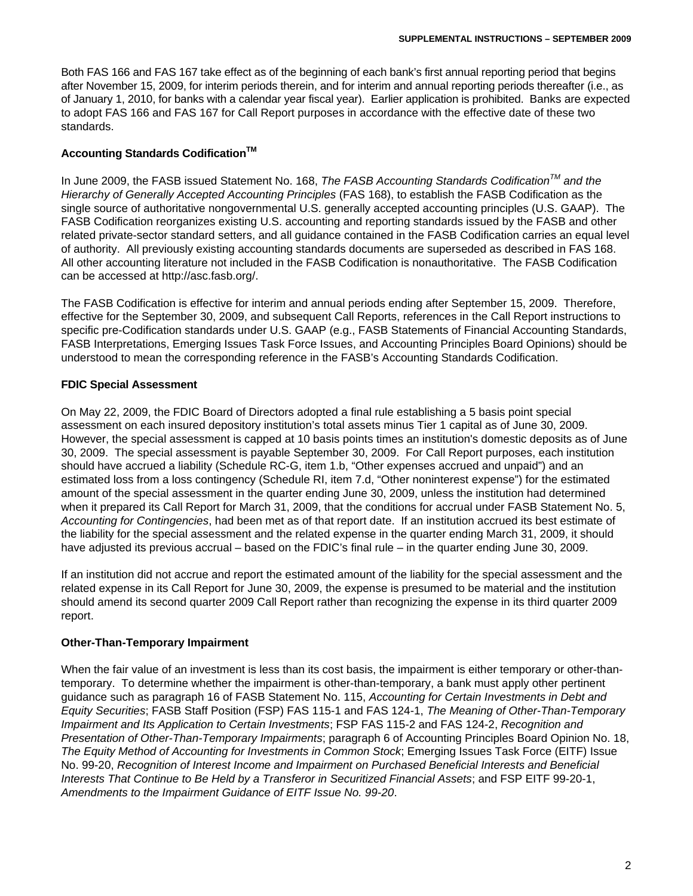Both FAS 166 and FAS 167 take effect as of the beginning of each bank's first annual reporting period that begins after November 15, 2009, for interim periods therein, and for interim and annual reporting periods thereafter (i.e., as of January 1, 2010, for banks with a calendar year fiscal year). Earlier application is prohibited. Banks are expected to adopt FAS 166 and FAS 167 for Call Report purposes in accordance with the effective date of these two standards.

**Accounting Standards Codification™**

In June 2009, the FASB issued Statement No. 168, *The FASB Accounting Standards Codification™ and the Hierarchy of Generally Accepted Accounting Principles* (FAS 168), to establish the FASB Codification as the single source of authoritative nongovernmental U.S. generally accepted accounting principles (U.S. GAAP). The FASB Codification reorganizes existing U.S. accounting and reporting standards issued by the FASB and other related private-sector standard setters, and all guidance contained in the FASB Codification carries an equal level of authority. All previously existing accounting standards documents are superseded as described in FAS 168. All other accounting literature not included in the FASB Codification is nonauthoritative. The FASB Codification can be accessed at http://asc.fasb.org/.

The FASB Codification is effective for interim and annual periods ending after September 15, 2009. Therefore, effective for the September 30, 2009, and subsequent Call Reports, references in the Call Report instructions to specific pre-Codification standards under U.S. GAAP (e.g., FASB Statements of Financial Accounting Standards, FASB Interpretations, Emerging Issues Task Force Issues, and Accounting Principles Board Opinions) should be understood to mean the corresponding reference in the FASB's Accounting Standards Codification.

**FDIC Special Assessment**

On May 22, 2009, the FDIC Board of Directors adopted a final rule establishing a 5 basis point special assessment on each insured depository institution's total assets minus Tier 1 capital as of June 30, 2009. However, the special assessment is capped at 10 basis points times an institution's domestic deposits as of June 30, 2009. The special assessment is payable September 30, 2009. For Call Report purposes, each institution should have accrued a liability (Schedule RC-G, item 1.b, "Other expenses accrued and unpaid") and an estimated loss from a loss contingency (Schedule RI, item 7.d, "Other noninterest expense") for the estimated amount of the special assessment in the quarter ending June 30, 2009, unless the institution had determined when it prepared its Call Report for March 31, 2009, that the conditions for accrual under FASB Statement No. 5, *Accounting for Contingencies*, had been met as of that report date. If an institution accrued its best estimate of the liability for the special assessment and the related expense in the quarter ending March 31, 2009, it should have adjusted its previous accrual – based on the FDIC's final rule – in the quarter ending June 30, 2009.

If an institution did not accrue and report the estimated amount of the liability for the special assessment and the related expense in its Call Report for June 30, 2009, the expense is presumed to be material and the institution should amend its second quarter 2009 Call Report rather than recognizing the expense in its third quarter 2009 report.

**Other-Than-Temporary Impairment**

When the fair value of an investment is less than its cost basis, the impairment is either temporary or other-than-temporary. To determine whether the impairment is other-than-temporary, a bank must apply other pertinent guidance such as paragraph 16 of FASB Statement No. 115, *Accounting for Certain Investments in Debt and Equity Securities*; FASB Staff Position (FSP) FAS 115-1 and FAS 124-1, *The Meaning of Other-Than-Temporary Impairment and Its Application to Certain Investments*; FSP FAS 115-2 and FAS 124-2, *Recognition and Presentation of Other-Than-Temporary Impairments*; paragraph 6 of Accounting Principles Board Opinion No. 18, *The Equity Method of Accounting for Investments in Common Stock*; Emerging Issues Task Force (EITF) Issue No. 99-20, *Recognition of Interest Income and Impairment on Purchased Beneficial Interests and Beneficial Interests That Continue to Be Held by a Transferor in Securitized Financial Assets*; and FSP EITF 99-20-1, *Amendments to the Impairment Guidance of EITF Issue No. 99-20*.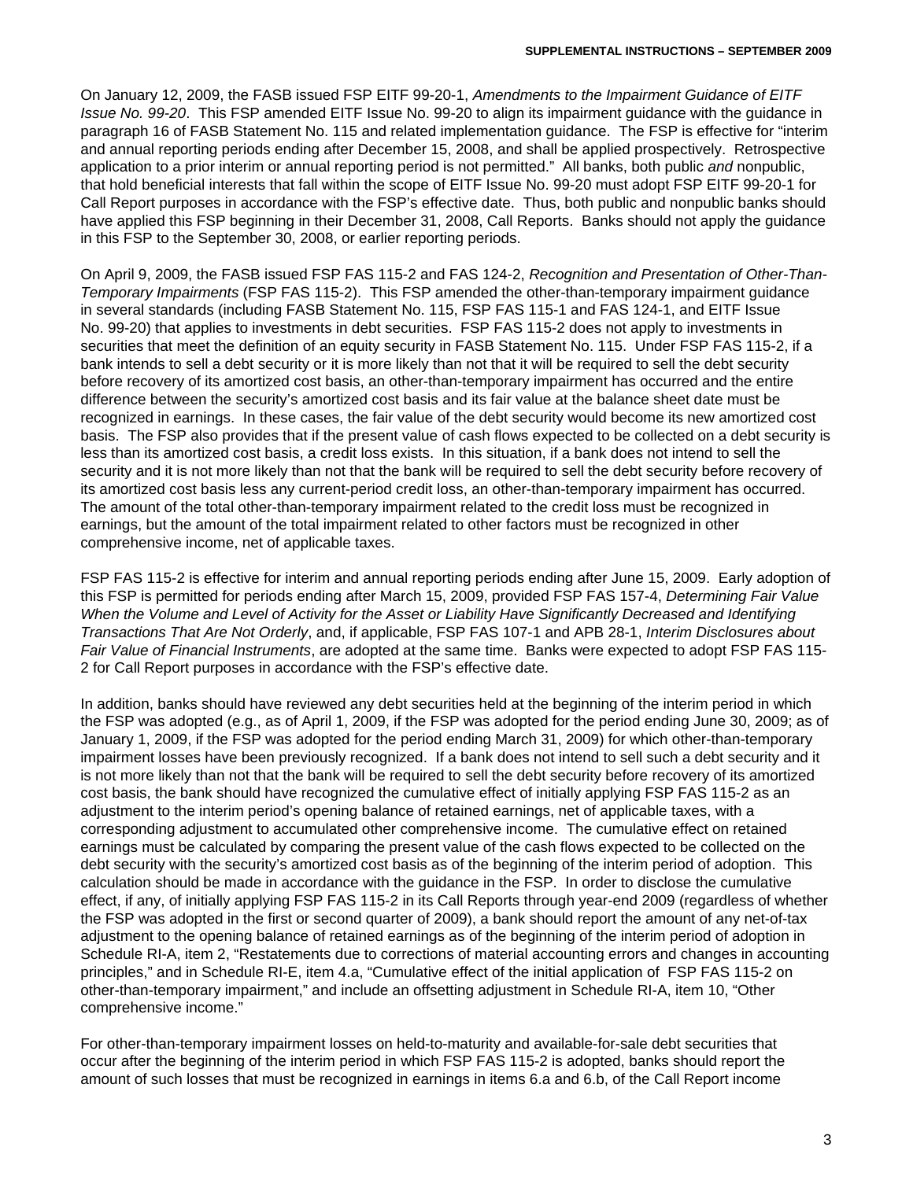On January 12, 2009, the FASB issued FSP EITF 99-20-1, *Amendments to the Impairment Guidance of EITF Issue No. 99-20*. This FSP amended EITF Issue No. 99-20 to align its impairment guidance with the guidance in paragraph 16 of FASB Statement No. 115 and related implementation guidance. The FSP is effective for "interim and annual reporting periods ending after December 15, 2008, and shall be applied prospectively. Retrospective application to a prior interim or annual reporting period is not permitted." All banks, both public *and* nonpublic, that hold beneficial interests that fall within the scope of EITF Issue No. 99-20 must adopt FSP EITF 99-20-1 for Call Report purposes in accordance with the FSP's effective date. Thus, both public and nonpublic banks should have applied this FSP beginning in their December 31, 2008, Call Reports. Banks should not apply the guidance in this FSP to the September 30, 2008, or earlier reporting periods.

On April 9, 2009, the FASB issued FSP FAS 115-2 and FAS 124-2, *Recognition and Presentation of Other-Than-Temporary Impairments* (FSP FAS 115-2). This FSP amended the other-than-temporary impairment guidance in several standards (including FASB Statement No. 115, FSP FAS 115-1 and FAS 124-1, and EITF Issue No. 99-20) that applies to investments in debt securities. FSP FAS 115-2 does not apply to investments in securities that meet the definition of an equity security in FASB Statement No. 115. Under FSP FAS 115-2, if a bank intends to sell a debt security or it is more likely than not that it will be required to sell the debt security before recovery of its amortized cost basis, an other-than-temporary impairment has occurred and the entire difference between the security's amortized cost basis and its fair value at the balance sheet date must be recognized in earnings. In these cases, the fair value of the debt security would become its new amortized cost basis. The FSP also provides that if the present value of cash flows expected to be collected on a debt security is less than its amortized cost basis, a credit loss exists. In this situation, if a bank does not intend to sell the security and it is not more likely than not that the bank will be required to sell the debt security before recovery of its amortized cost basis less any current-period credit loss, an other-than-temporary impairment has occurred. The amount of the total other-than-temporary impairment related to the credit loss must be recognized in earnings, but the amount of the total impairment related to other factors must be recognized in other comprehensive income, net of applicable taxes.

FSP FAS 115-2 is effective for interim and annual reporting periods ending after June 15, 2009. Early adoption of this FSP is permitted for periods ending after March 15, 2009, provided FSP FAS 157-4, *Determining Fair Value When the Volume and Level of Activity for the Asset or Liability Have Significantly Decreased and Identifying Transactions That Are Not Orderly*, and, if applicable, FSP FAS 107-1 and APB 28-1, *Interim Disclosures about Fair Value of Financial Instruments*, are adopted at the same time. Banks were expected to adopt FSP FAS 115-2 for Call Report purposes in accordance with the FSP's effective date.

In addition, banks should have reviewed any debt securities held at the beginning of the interim period in which the FSP was adopted (e.g., as of April 1, 2009, if the FSP was adopted for the period ending June 30, 2009; as of January 1, 2009, if the FSP was adopted for the period ending March 31, 2009) for which other-than-temporary impairment losses have been previously recognized. If a bank does not intend to sell such a debt security and it is not more likely than not that the bank will be required to sell the debt security before recovery of its amortized cost basis, the bank should have recognized the cumulative effect of initially applying FSP FAS 115-2 as an adjustment to the interim period's opening balance of retained earnings, net of applicable taxes, with a corresponding adjustment to accumulated other comprehensive income. The cumulative effect on retained earnings must be calculated by comparing the present value of the cash flows expected to be collected on the debt security with the security's amortized cost basis as of the beginning of the interim period of adoption. This calculation should be made in accordance with the guidance in the FSP. In order to disclose the cumulative effect, if any, of initially applying FSP FAS 115-2 in its Call Reports through year-end 2009 (regardless of whether the FSP was adopted in the first or second quarter of 2009), a bank should report the amount of any net-of-tax adjustment to the opening balance of retained earnings as of the beginning of the interim period of adoption in Schedule RI-A, item 2, "Restatements due to corrections of material accounting errors and changes in accounting principles," and in Schedule RI-E, item 4.a, "Cumulative effect of the initial application of FSP FAS 115-2 on other-than-temporary impairment," and include an offsetting adjustment in Schedule RI-A, item 10, "Other comprehensive income."

For other-than-temporary impairment losses on held-to-maturity and available-for-sale debt securities that occur after the beginning of the interim period in which FSP FAS 115-2 is adopted, banks should report the amount of such losses that must be recognized in earnings in items 6.a and 6.b, of the Call Report income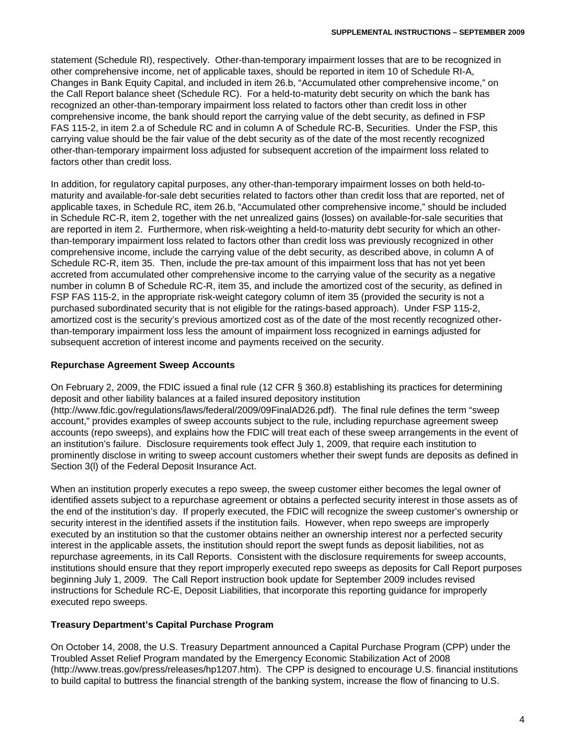statement (Schedule RI), respectively. Other-than-temporary impairment losses that are to be recognized in other comprehensive income, net of applicable taxes, should be reported in item 10 of Schedule RI-A, Changes in Bank Equity Capital, and included in item 26.b, "Accumulated other comprehensive income," on the Call Report balance sheet (Schedule RC). For a held-to-maturity debt security on which the bank has recognized an other-than-temporary impairment loss related to factors other than credit loss in other comprehensive income, the bank should report the carrying value of the debt security, as defined in FSP FAS 115-2, in item 2.a of Schedule RC and in column A of Schedule RC-B, Securities. Under the FSP, this carrying value should be the fair value of the debt security as of the date of the most recently recognized other-than-temporary impairment loss adjusted for subsequent accretion of the impairment loss related to factors other than credit loss.

In addition, for regulatory capital purposes, any other-than-temporary impairment losses on both held-to-maturity and available-for-sale debt securities related to factors other than credit loss that are reported, net of applicable taxes, in Schedule RC, item 26.b, "Accumulated other comprehensive income," should be included in Schedule RC-R, item 2, together with the net unrealized gains (losses) on available-for-sale securities that are reported in item 2. Furthermore, when risk-weighting a held-to-maturity debt security for which an other-than-temporary impairment loss related to factors other than credit loss was previously recognized in other comprehensive income, include the carrying value of the debt security, as described above, in column A of Schedule RC-R, item 35. Then, include the pre-tax amount of this impairment loss that has not yet been accreted from accumulated other comprehensive income to the carrying value of the security as a negative number in column B of Schedule RC-R, item 35, and include the amortized cost of the security, as defined in FSP FAS 115-2, in the appropriate risk-weight category column of item 35 (provided the security is not a purchased subordinated security that is not eligible for the ratings-based approach). Under FSP 115-2, amortized cost is the security's previous amortized cost as of the date of the most recently recognized other-than-temporary impairment loss less the amount of impairment loss recognized in earnings adjusted for subsequent accretion of interest income and payments received on the security.

**Repurchase Agreement Sweep Accounts**

On February 2, 2009, the FDIC issued a final rule (12 CFR § 360.8) establishing its practices for determining deposit and other liability balances at a failed insured depository institution (http://www.fdic.gov/regulations/laws/federal/2009/09FinalAD26.pdf). The final rule defines the term "sweep account," provides examples of sweep accounts subject to the rule, including repurchase agreement sweep accounts (repo sweeps), and explains how the FDIC will treat each of these sweep arrangements in the event of an institution's failure. Disclosure requirements took effect July 1, 2009, that require each institution to prominently disclose in writing to sweep account customers whether their swept funds are deposits as defined in Section 3(l) of the Federal Deposit Insurance Act.

When an institution properly executes a repo sweep, the sweep customer either becomes the legal owner of identified assets subject to a repurchase agreement or obtains a perfected security interest in those assets as of the end of the institution's day. If properly executed, the FDIC will recognize the sweep customer's ownership or security interest in the identified assets if the institution fails. However, when repo sweeps are improperly executed by an institution so that the customer obtains neither an ownership interest nor a perfected security interest in the applicable assets, the institution should report the swept funds as deposit liabilities, not as repurchase agreements, in its Call Reports. Consistent with the disclosure requirements for sweep accounts, institutions should ensure that they report improperly executed repo sweeps as deposits for Call Report purposes beginning July 1, 2009. The Call Report instruction book update for September 2009 includes revised instructions for Schedule RC-E, Deposit Liabilities, that incorporate this reporting guidance for improperly executed repo sweeps.

**Treasury Department's Capital Purchase Program**

On October 14, 2008, the U.S. Treasury Department announced a Capital Purchase Program (CPP) under the Troubled Asset Relief Program mandated by the Emergency Economic Stabilization Act of 2008 (http://www.treas.gov/press/releases/hp1207.htm). The CPP is designed to encourage U.S. financial institutions to build capital to buttress the financial strength of the banking system, increase the flow of financing to U.S.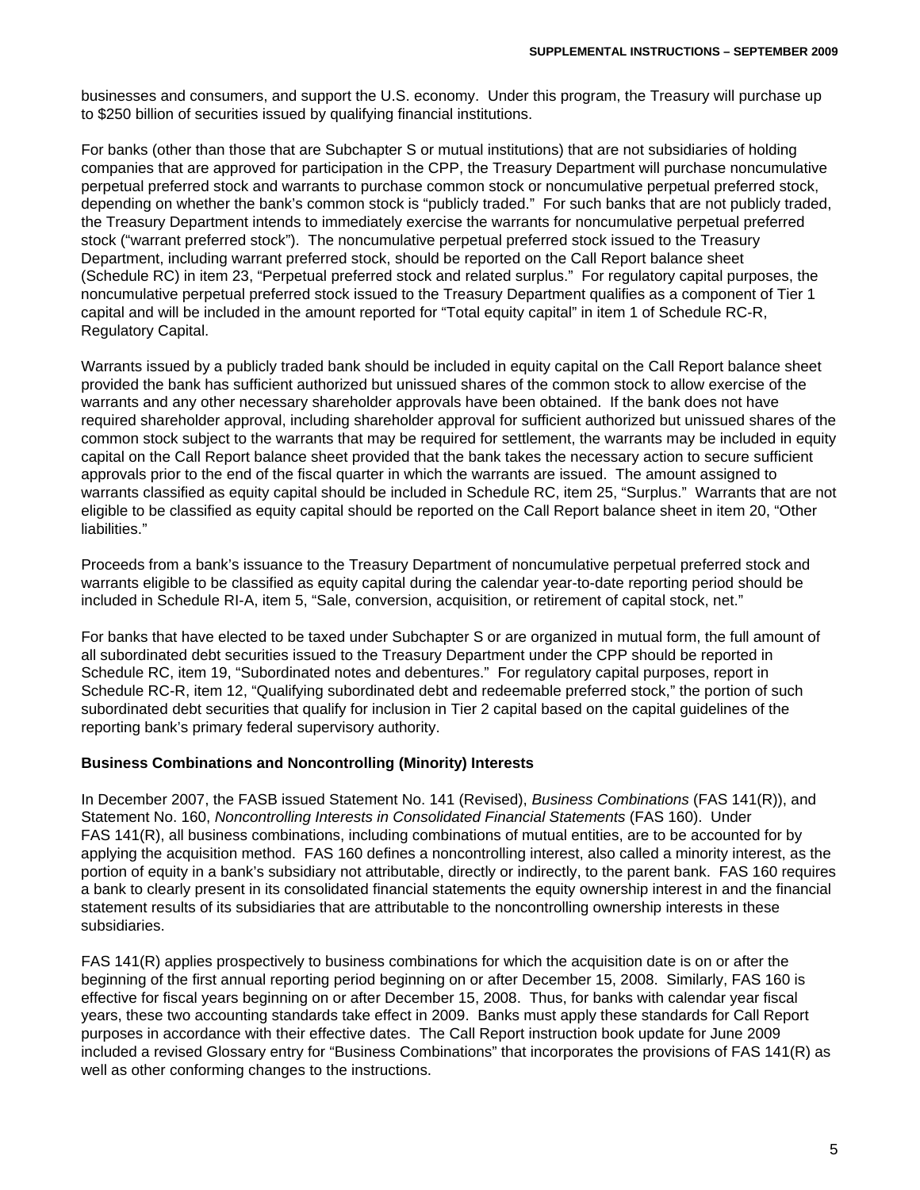businesses and consumers, and support the U.S. economy. Under this program, the Treasury will purchase up to $250 billion of securities issued by qualifying financial institutions.

For banks (other than those that are Subchapter S or mutual institutions) that are not subsidiaries of holding companies that are approved for participation in the CPP, the Treasury Department will purchase noncumulative perpetual preferred stock and warrants to purchase common stock or noncumulative perpetual preferred stock, depending on whether the bank's common stock is "publicly traded." For such banks that are not publicly traded, the Treasury Department intends to immediately exercise the warrants for noncumulative perpetual preferred stock ("warrant preferred stock"). The noncumulative perpetual preferred stock issued to the Treasury Department, including warrant preferred stock, should be reported on the Call Report balance sheet (Schedule RC) in item 23, "Perpetual preferred stock and related surplus." For regulatory capital purposes, the noncumulative perpetual preferred stock issued to the Treasury Department qualifies as a component of Tier 1 capital and will be included in the amount reported for "Total equity capital" in item 1 of Schedule RC-R, Regulatory Capital.

Warrants issued by a publicly traded bank should be included in equity capital on the Call Report balance sheet provided the bank has sufficient authorized but unissued shares of the common stock to allow exercise of the warrants and any other necessary shareholder approvals have been obtained. If the bank does not have required shareholder approval, including shareholder approval for sufficient authorized but unissued shares of the common stock subject to the warrants that may be required for settlement, the warrants may be included in equity capital on the Call Report balance sheet provided that the bank takes the necessary action to secure sufficient approvals prior to the end of the fiscal quarter in which the warrants are issued. The amount assigned to warrants classified as equity capital should be included in Schedule RC, item 25, "Surplus." Warrants that are not eligible to be classified as equity capital should be reported on the Call Report balance sheet in item 20, "Other liabilities."

Proceeds from a bank's issuance to the Treasury Department of noncumulative perpetual preferred stock and warrants eligible to be classified as equity capital during the calendar year-to-date reporting period should be included in Schedule RI-A, item 5, "Sale, conversion, acquisition, or retirement of capital stock, net."

For banks that have elected to be taxed under Subchapter S or are organized in mutual form, the full amount of all subordinated debt securities issued to the Treasury Department under the CPP should be reported in Schedule RC, item 19, "Subordinated notes and debentures." For regulatory capital purposes, report in Schedule RC-R, item 12, "Qualifying subordinated debt and redeemable preferred stock," the portion of such subordinated debt securities that qualify for inclusion in Tier 2 capital based on the capital guidelines of the reporting bank's primary federal supervisory authority.

**Business Combinations and Noncontrolling (Minority) Interests**

In December 2007, the FASB issued Statement No. 141 (Revised), *Business Combinations* (FAS 141(R)), and Statement No. 160, *Noncontrolling Interests in Consolidated Financial Statements* (FAS 160). Under FAS 141(R), all business combinations, including combinations of mutual entities, are to be accounted for by applying the acquisition method. FAS 160 defines a noncontrolling interest, also called a minority interest, as the portion of equity in a bank's subsidiary not attributable, directly or indirectly, to the parent bank. FAS 160 requires a bank to clearly present in its consolidated financial statements the equity ownership interest in and the financial statement results of its subsidiaries that are attributable to the noncontrolling ownership interests in these subsidiaries.

FAS 141(R) applies prospectively to business combinations for which the acquisition date is on or after the beginning of the first annual reporting period beginning on or after December 15, 2008. Similarly, FAS 160 is effective for fiscal years beginning on or after December 15, 2008. Thus, for banks with calendar year fiscal years, these two accounting standards take effect in 2009. Banks must apply these standards for Call Report purposes in accordance with their effective dates. The Call Report instruction book update for June 2009 included a revised Glossary entry for "Business Combinations" that incorporates the provisions of FAS 141(R) as well as other conforming changes to the instructions.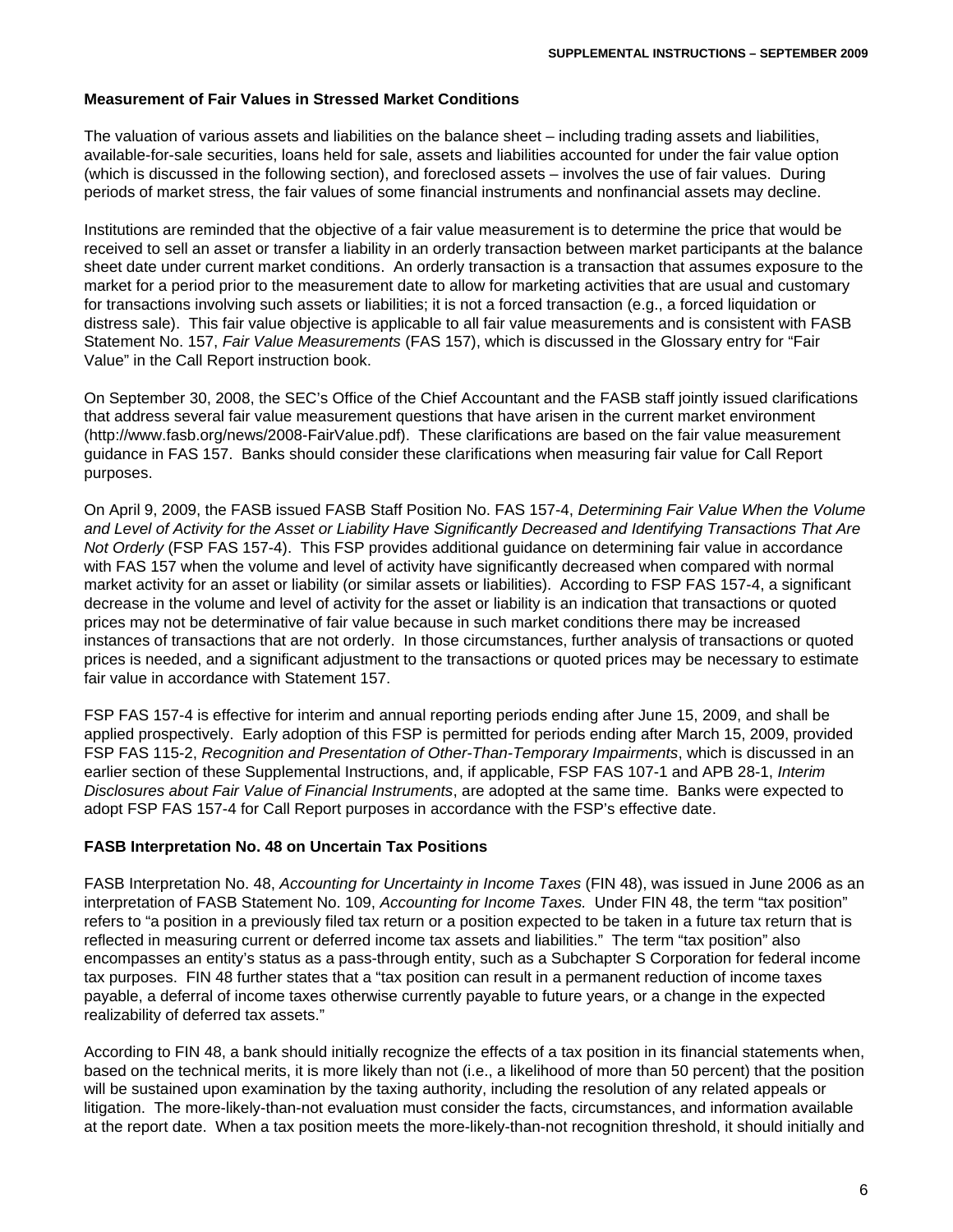## Measurement of Fair Values in Stressed Market Conditions

The valuation of various assets and liabilities on the balance sheet – including trading assets and liabilities, available-for-sale securities, loans held for sale, assets and liabilities accounted for under the fair value option (which is discussed in the following section), and foreclosed assets – involves the use of fair values. During periods of market stress, the fair values of some financial instruments and nonfinancial assets may decline.

Institutions are reminded that the objective of a fair value measurement is to determine the price that would be received to sell an asset or transfer a liability in an orderly transaction between market participants at the balance sheet date under current market conditions. An orderly transaction is a transaction that assumes exposure to the market for a period prior to the measurement date to allow for marketing activities that are usual and customary for transactions involving such assets or liabilities; it is not a forced transaction (e.g., a forced liquidation or distress sale). This fair value objective is applicable to all fair value measurements and is consistent with FASB Statement No. 157, *Fair Value Measurements* (FAS 157), which is discussed in the Glossary entry for "Fair Value" in the Call Report instruction book.

On September 30, 2008, the SEC's Office of the Chief Accountant and the FASB staff jointly issued clarifications that address several fair value measurement questions that have arisen in the current market environment (http://www.fasb.org/news/2008-FairValue.pdf). These clarifications are based on the fair value measurement guidance in FAS 157. Banks should consider these clarifications when measuring fair value for Call Report purposes.

On April 9, 2009, the FASB issued FASB Staff Position No. FAS 157-4, *Determining Fair Value When the Volume and Level of Activity for the Asset or Liability Have Significantly Decreased and Identifying Transactions That Are Not Orderly* (FSP FAS 157-4). This FSP provides additional guidance on determining fair value in accordance with FAS 157 when the volume and level of activity have significantly decreased when compared with normal market activity for an asset or liability (or similar assets or liabilities). According to FSP FAS 157-4, a significant decrease in the volume and level of activity for the asset or liability is an indication that transactions or quoted prices may not be determinative of fair value because in such market conditions there may be increased instances of transactions that are not orderly. In those circumstances, further analysis of transactions or quoted prices is needed, and a significant adjustment to the transactions or quoted prices may be necessary to estimate fair value in accordance with Statement 157.

FSP FAS 157-4 is effective for interim and annual reporting periods ending after June 15, 2009, and shall be applied prospectively. Early adoption of this FSP is permitted for periods ending after March 15, 2009, provided FSP FAS 115-2, *Recognition and Presentation of Other-Than-Temporary Impairments*, which is discussed in an earlier section of these Supplemental Instructions, and, if applicable, FSP FAS 107-1 and APB 28-1, *Interim Disclosures about Fair Value of Financial Instruments*, are adopted at the same time. Banks were expected to adopt FSP FAS 157-4 for Call Report purposes in accordance with the FSP's effective date.

## FASB Interpretation No. 48 on Uncertain Tax Positions

FASB Interpretation No. 48, *Accounting for Uncertainty in Income Taxes* (FIN 48), was issued in June 2006 as an interpretation of FASB Statement No. 109, *Accounting for Income Taxes.* Under FIN 48, the term "tax position" refers to "a position in a previously filed tax return or a position expected to be taken in a future tax return that is reflected in measuring current or deferred income tax assets and liabilities." The term "tax position" also encompasses an entity's status as a pass-through entity, such as a Subchapter S Corporation for federal income tax purposes. FIN 48 further states that a "tax position can result in a permanent reduction of income taxes payable, a deferral of income taxes otherwise currently payable to future years, or a change in the expected realizability of deferred tax assets."

According to FIN 48, a bank should initially recognize the effects of a tax position in its financial statements when, based on the technical merits, it is more likely than not (i.e., a likelihood of more than 50 percent) that the position will be sustained upon examination by the taxing authority, including the resolution of any related appeals or litigation. The more-likely-than-not evaluation must consider the facts, circumstances, and information available at the report date. When a tax position meets the more-likely-than-not recognition threshold, it should initially and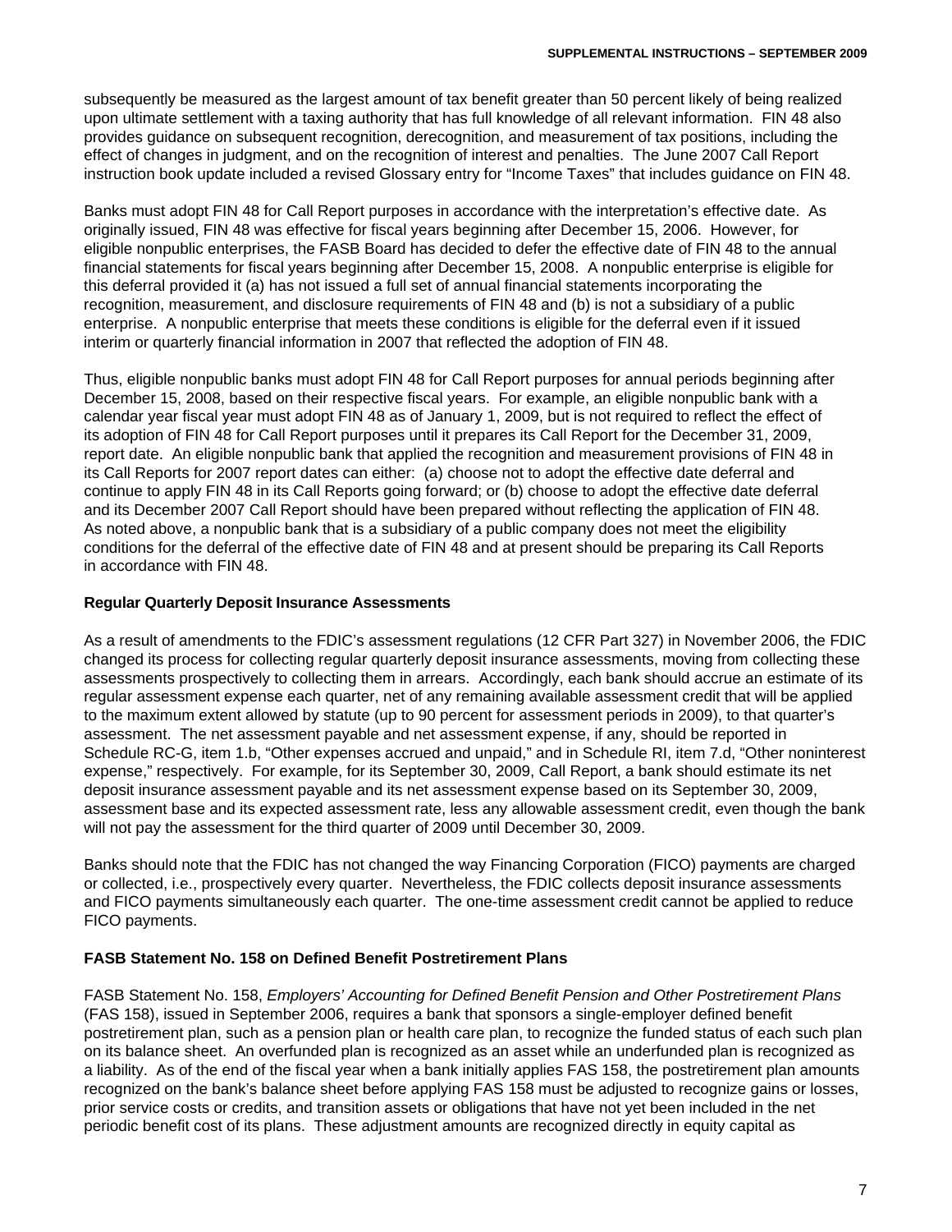subsequently be measured as the largest amount of tax benefit greater than 50 percent likely of being realized upon ultimate settlement with a taxing authority that has full knowledge of all relevant information. FIN 48 also provides guidance on subsequent recognition, derecognition, and measurement of tax positions, including the effect of changes in judgment, and on the recognition of interest and penalties. The June 2007 Call Report instruction book update included a revised Glossary entry for "Income Taxes" that includes guidance on FIN 48.

Banks must adopt FIN 48 for Call Report purposes in accordance with the interpretation's effective date. As originally issued, FIN 48 was effective for fiscal years beginning after December 15, 2006. However, for eligible nonpublic enterprises, the FASB Board has decided to defer the effective date of FIN 48 to the annual financial statements for fiscal years beginning after December 15, 2008. A nonpublic enterprise is eligible for this deferral provided it (a) has not issued a full set of annual financial statements incorporating the recognition, measurement, and disclosure requirements of FIN 48 and (b) is not a subsidiary of a public enterprise. A nonpublic enterprise that meets these conditions is eligible for the deferral even if it issued interim or quarterly financial information in 2007 that reflected the adoption of FIN 48.

Thus, eligible nonpublic banks must adopt FIN 48 for Call Report purposes for annual periods beginning after December 15, 2008, based on their respective fiscal years. For example, an eligible nonpublic bank with a calendar year fiscal year must adopt FIN 48 as of January 1, 2009, but is not required to reflect the effect of its adoption of FIN 48 for Call Report purposes until it prepares its Call Report for the December 31, 2009, report date. An eligible nonpublic bank that applied the recognition and measurement provisions of FIN 48 in its Call Reports for 2007 report dates can either: (a) choose not to adopt the effective date deferral and continue to apply FIN 48 in its Call Reports going forward; or (b) choose to adopt the effective date deferral and its December 2007 Call Report should have been prepared without reflecting the application of FIN 48. As noted above, a nonpublic bank that is a subsidiary of a public company does not meet the eligibility conditions for the deferral of the effective date of FIN 48 and at present should be preparing its Call Reports in accordance with FIN 48.

**Regular Quarterly Deposit Insurance Assessments**

As a result of amendments to the FDIC's assessment regulations (12 CFR Part 327) in November 2006, the FDIC changed its process for collecting regular quarterly deposit insurance assessments, moving from collecting these assessments prospectively to collecting them in arrears. Accordingly, each bank should accrue an estimate of its regular assessment expense each quarter, net of any remaining available assessment credit that will be applied to the maximum extent allowed by statute (up to 90 percent for assessment periods in 2009), to that quarter's assessment. The net assessment payable and net assessment expense, if any, should be reported in Schedule RC-G, item 1.b, "Other expenses accrued and unpaid," and in Schedule RI, item 7.d, "Other noninterest expense," respectively. For example, for its September 30, 2009, Call Report, a bank should estimate its net deposit insurance assessment payable and its net assessment expense based on its September 30, 2009, assessment base and its expected assessment rate, less any allowable assessment credit, even though the bank will not pay the assessment for the third quarter of 2009 until December 30, 2009.

Banks should note that the FDIC has not changed the way Financing Corporation (FICO) payments are charged or collected, i.e., prospectively every quarter. Nevertheless, the FDIC collects deposit insurance assessments and FICO payments simultaneously each quarter. The one-time assessment credit cannot be applied to reduce FICO payments.

**FASB Statement No. 158 on Defined Benefit Postretirement Plans**

FASB Statement No. 158, *Employers' Accounting for Defined Benefit Pension and Other Postretirement Plans* (FAS 158), issued in September 2006, requires a bank that sponsors a single-employer defined benefit postretirement plan, such as a pension plan or health care plan, to recognize the funded status of each such plan on its balance sheet. An overfunded plan is recognized as an asset while an underfunded plan is recognized as a liability. As of the end of the fiscal year when a bank initially applies FAS 158, the postretirement plan amounts recognized on the bank's balance sheet before applying FAS 158 must be adjusted to recognize gains or losses, prior service costs or credits, and transition assets or obligations that have not yet been included in the net periodic benefit cost of its plans. These adjustment amounts are recognized directly in equity capital as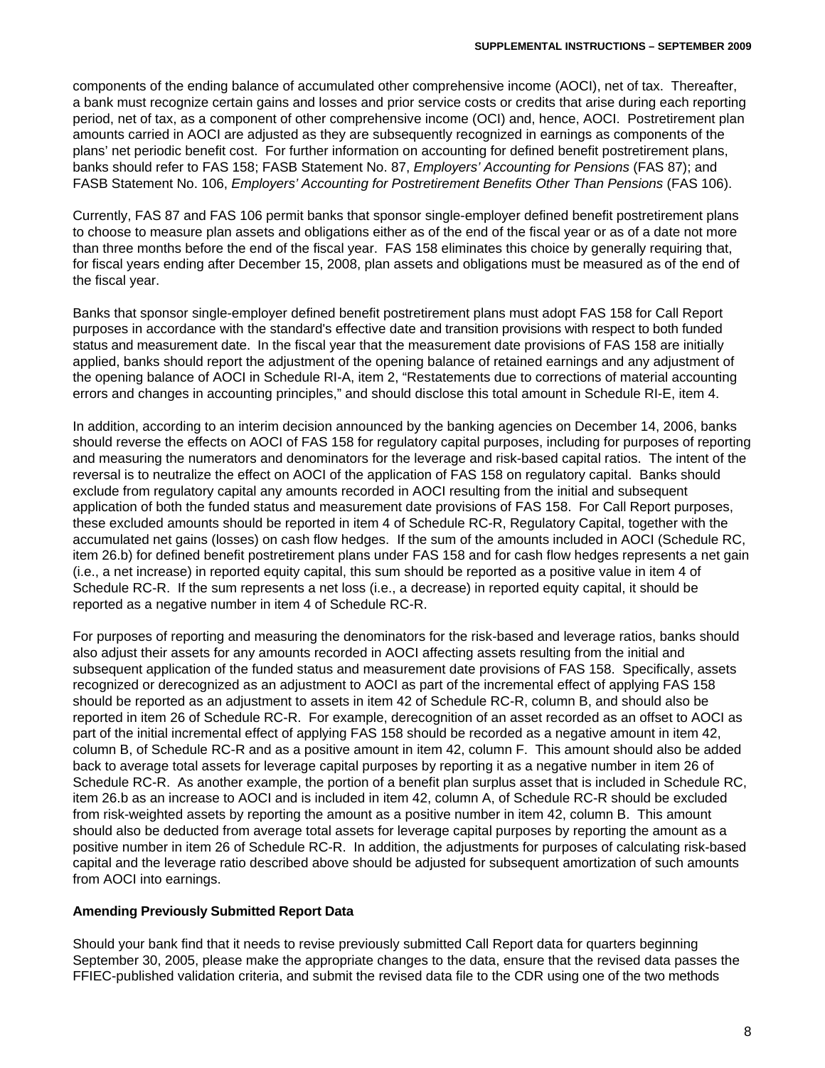components of the ending balance of accumulated other comprehensive income (AOCI), net of tax. Thereafter, a bank must recognize certain gains and losses and prior service costs or credits that arise during each reporting period, net of tax, as a component of other comprehensive income (OCI) and, hence, AOCI. Postretirement plan amounts carried in AOCI are adjusted as they are subsequently recognized in earnings as components of the plans' net periodic benefit cost. For further information on accounting for defined benefit postretirement plans, banks should refer to FAS 158; FASB Statement No. 87, *Employers' Accounting for Pensions* (FAS 87); and FASB Statement No. 106, *Employers' Accounting for Postretirement Benefits Other Than Pensions* (FAS 106).

Currently, FAS 87 and FAS 106 permit banks that sponsor single-employer defined benefit postretirement plans to choose to measure plan assets and obligations either as of the end of the fiscal year or as of a date not more than three months before the end of the fiscal year. FAS 158 eliminates this choice by generally requiring that, for fiscal years ending after December 15, 2008, plan assets and obligations must be measured as of the end of the fiscal year.

Banks that sponsor single-employer defined benefit postretirement plans must adopt FAS 158 for Call Report purposes in accordance with the standard's effective date and transition provisions with respect to both funded status and measurement date. In the fiscal year that the measurement date provisions of FAS 158 are initially applied, banks should report the adjustment of the opening balance of retained earnings and any adjustment of the opening balance of AOCI in Schedule RI-A, item 2, "Restatements due to corrections of material accounting errors and changes in accounting principles," and should disclose this total amount in Schedule RI-E, item 4.

In addition, according to an interim decision announced by the banking agencies on December 14, 2006, banks should reverse the effects on AOCI of FAS 158 for regulatory capital purposes, including for purposes of reporting and measuring the numerators and denominators for the leverage and risk-based capital ratios. The intent of the reversal is to neutralize the effect on AOCI of the application of FAS 158 on regulatory capital. Banks should exclude from regulatory capital any amounts recorded in AOCI resulting from the initial and subsequent application of both the funded status and measurement date provisions of FAS 158. For Call Report purposes, these excluded amounts should be reported in item 4 of Schedule RC-R, Regulatory Capital, together with the accumulated net gains (losses) on cash flow hedges. If the sum of the amounts included in AOCI (Schedule RC, item 26.b) for defined benefit postretirement plans under FAS 158 and for cash flow hedges represents a net gain (i.e., a net increase) in reported equity capital, this sum should be reported as a positive value in item 4 of Schedule RC-R. If the sum represents a net loss (i.e., a decrease) in reported equity capital, it should be reported as a negative number in item 4 of Schedule RC-R.

For purposes of reporting and measuring the denominators for the risk-based and leverage ratios, banks should also adjust their assets for any amounts recorded in AOCI affecting assets resulting from the initial and subsequent application of the funded status and measurement date provisions of FAS 158. Specifically, assets recognized or derecognized as an adjustment to AOCI as part of the incremental effect of applying FAS 158 should be reported as an adjustment to assets in item 42 of Schedule RC-R, column B, and should also be reported in item 26 of Schedule RC-R. For example, derecognition of an asset recorded as an offset to AOCI as part of the initial incremental effect of applying FAS 158 should be recorded as a negative amount in item 42, column B, of Schedule RC-R and as a positive amount in item 42, column F. This amount should also be added back to average total assets for leverage capital purposes by reporting it as a negative number in item 26 of Schedule RC-R. As another example, the portion of a benefit plan surplus asset that is included in Schedule RC, item 26.b as an increase to AOCI and is included in item 42, column A, of Schedule RC-R should be excluded from risk-weighted assets by reporting the amount as a positive number in item 42, column B. This amount should also be deducted from average total assets for leverage capital purposes by reporting the amount as a positive number in item 26 of Schedule RC-R. In addition, the adjustments for purposes of calculating risk-based capital and the leverage ratio described above should be adjusted for subsequent amortization of such amounts from AOCI into earnings.

**Amending Previously Submitted Report Data**

Should your bank find that it needs to revise previously submitted Call Report data for quarters beginning September 30, 2005, please make the appropriate changes to the data, ensure that the revised data passes the FFIEC-published validation criteria, and submit the revised data file to the CDR using one of the two methods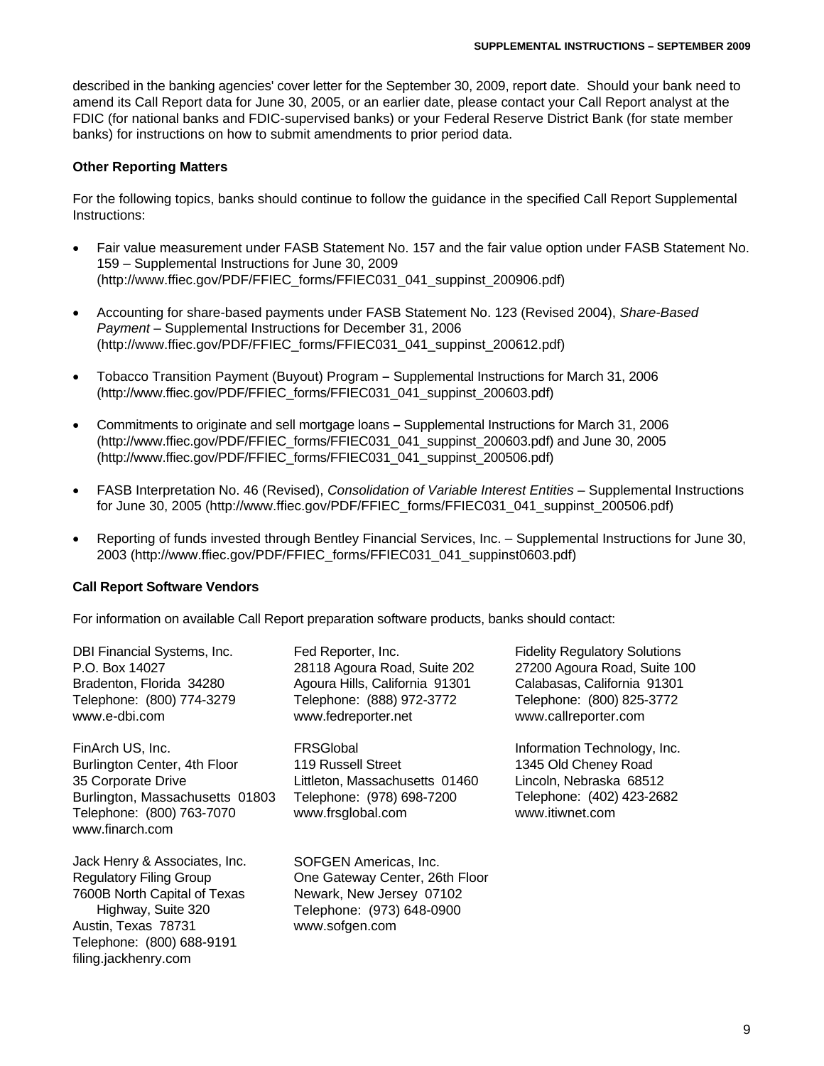described in the banking agencies' cover letter for the September 30, 2009, report date. Should your bank need to amend its Call Report data for June 30, 2005, or an earlier date, please contact your Call Report analyst at the FDIC (for national banks and FDIC-supervised banks) or your Federal Reserve District Bank (for state member banks) for instructions on how to submit amendments to prior period data.

**Other Reporting Matters**

For the following topics, banks should continue to follow the guidance in the specified Call Report Supplemental Instructions:

- Fair value measurement under FASB Statement No. 157 and the fair value option under FASB Statement No. 159 – Supplemental Instructions for June 30, 2009 (http://www.ffiec.gov/PDF/FFIEC_forms/FFIEC031_041_suppinst_200906.pdf)
- Accounting for share-based payments under FASB Statement No. 123 (Revised 2004), *Share-Based Payment* – Supplemental Instructions for December 31, 2006 (http://www.ffiec.gov/PDF/FFIEC_forms/FFIEC031_041_suppinst_200612.pdf)
- Tobacco Transition Payment (Buyout) Program **–** Supplemental Instructions for March 31, 2006 (http://www.ffiec.gov/PDF/FFIEC_forms/FFIEC031_041_suppinst_200603.pdf)
- Commitments to originate and sell mortgage loans **–** Supplemental Instructions for March 31, 2006 (http://www.ffiec.gov/PDF/FFIEC_forms/FFIEC031_041_suppinst_200603.pdf) and June 30, 2005 (http://www.ffiec.gov/PDF/FFIEC_forms/FFIEC031_041_suppinst_200506.pdf)
- FASB Interpretation No. 46 (Revised), *Consolidation of Variable Interest Entities* – Supplemental Instructions for June 30, 2005 (http://www.ffiec.gov/PDF/FFIEC_forms/FFIEC031_041_suppinst_200506.pdf)
- Reporting of funds invested through Bentley Financial Services, Inc. – Supplemental Instructions for June 30, 2003 (http://www.ffiec.gov/PDF/FFIEC_forms/FFIEC031_041_suppinst0603.pdf)

**Call Report Software Vendors**

For information on available Call Report preparation software products, banks should contact:

DBI Financial Systems, Inc.
P.O. Box 14027
Bradenton, Florida 34280
Telephone: (800) 774-3279
www.e-dbi.com

Fed Reporter, Inc.
28118 Agoura Road, Suite 202
Agoura Hills, California 91301
Telephone: (888) 972-3772
www.fedreporter.net

Fidelity Regulatory Solutions
27200 Agoura Road, Suite 100
Calabasas, California 91301
Telephone: (800) 825-3772
www.callreporter.com

FinArch US, Inc.
Burlington Center, 4th Floor
35 Corporate Drive
Burlington, Massachusetts 01803
Telephone: (800) 763-7070
www.finarch.com

FRSGlobal
119 Russell Street
Littleton, Massachusetts 01460
Telephone: (978) 698-7200
www.frsglobal.com

Information Technology, Inc.
1345 Old Cheney Road
Lincoln, Nebraska 68512
Telephone: (402) 423-2682
www.itiwnet.com

Jack Henry & Associates, Inc.
Regulatory Filing Group
7600B North Capital of Texas Highway, Suite 320
Austin, Texas 78731
Telephone: (800) 688-9191
filing.jackhenry.com

SOFGEN Americas, Inc.
One Gateway Center, 26th Floor
Newark, New Jersey 07102
Telephone: (973) 648-0900
www.sofgen.com